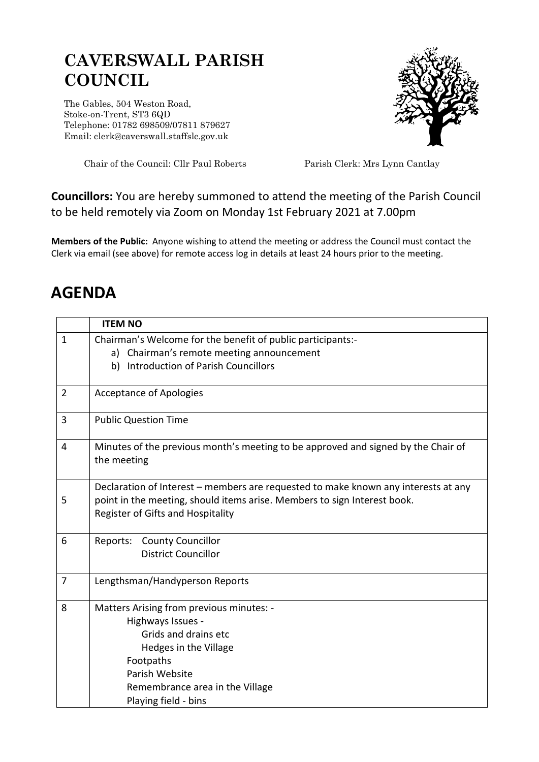# CAVERSWALL PARISH COUNCIL

The Gables, 504 Weston Road,
Stoke-on-Trent, ST3 6QD
Telephone: 01782 698509/07811 879627
Email: clerk@caverswall.staffslc.gov.uk

Chair of the Council: Cllr Paul Roberts

Parish Clerk: Mrs Lynn Cantlay

**Councillors:** You are hereby summoned to attend the meeting of the Parish Council to be held remotely via Zoom on Monday 1st February 2021 at 7.00pm

**Members of the Public:** Anyone wishing to attend the meeting or address the Council must contact the Clerk via email (see above) for remote access log in details at least 24 hours prior to the meeting.

## AGENDA

| | **ITEM NO** |
|---|---|
| 1 | Chairman's Welcome for the benefit of public participants:-<br>a) Chairman's remote meeting announcement<br>b) Introduction of Parish Councillors |
| 2 | Acceptance of Apologies |
| 3 | Public Question Time |
| 4 | Minutes of the previous month's meeting to be approved and signed by the Chair of the meeting |
| 5 | Declaration of Interest – members are requested to make known any interests at any point in the meeting, should items arise. Members to sign Interest book.<br>Register of Gifts and Hospitality |
| 6 | Reports: County Councillor<br>District Councillor |
| 7 | Lengthsman/Handyperson Reports |
| 8 | Matters Arising from previous minutes: -<br>Highways Issues -<br>Grids and drains etc<br>Hedges in the Village<br>Footpaths<br>Parish Website<br>Remembrance area in the Village<br>Playing field - bins |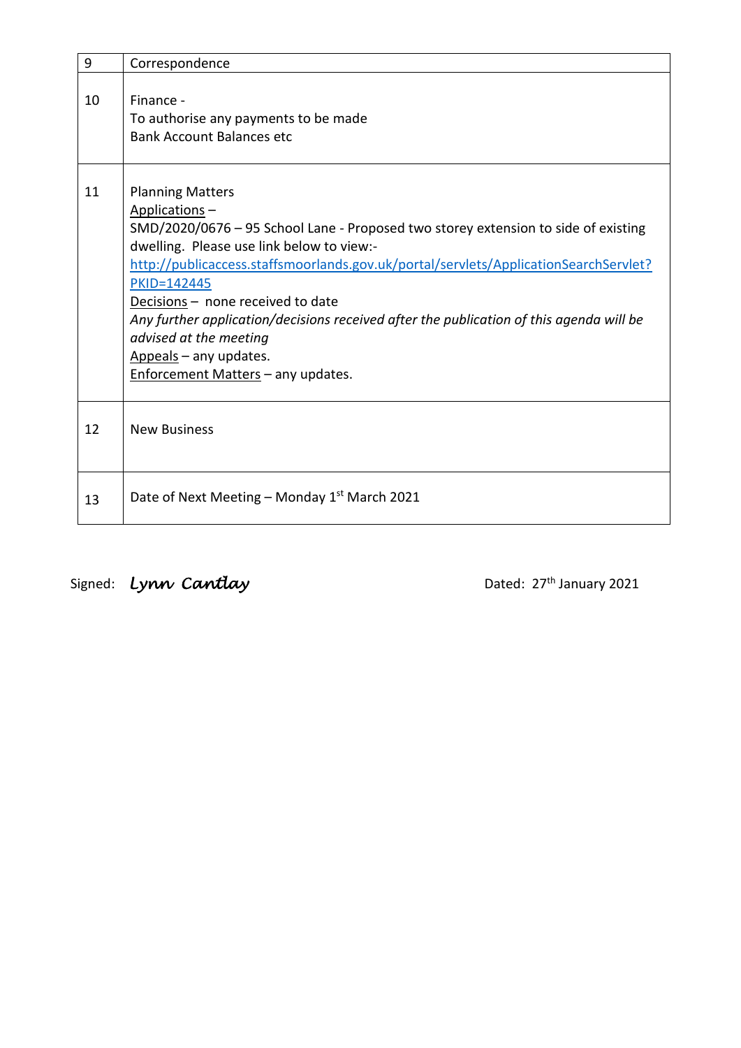| | |
|---|---|
| 9 | Correspondence |
| 10 | Finance -<br>To authorise any payments to be made<br>Bank Account Balances etc |
| 11 | Planning Matters<br>Applications –<br>SMD/2020/0676 – 95 School Lane - Proposed two storey extension to side of existing dwelling. Please use link below to view:-<br>http://publicaccess.staffsmoorlands.gov.uk/portal/servlets/ApplicationSearchServlet?PKID=142445<br>Decisions – none received to date<br>*Any further application/decisions received after the publication of this agenda will be advised at the meeting*<br>Appeals – any updates.<br>Enforcement Matters – any updates. |
| 12 | New Business |
| 13 | Date of Next Meeting – Monday 1st March 2021 |

Signed: *Lynn Cantlay*     Dated: 27th January 2021